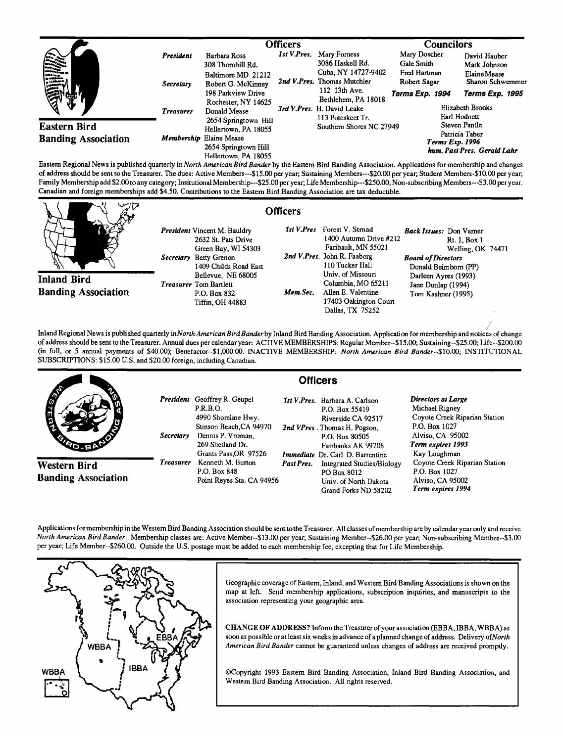## Eastern Bird Banding Association

### Officers

*President* Barbara Ross
308 Thornhill Rd.
Baltimore MD 21212

*Secretary* Robert G. McKinney
198 Parkview Drive
Rochester, NY 14625

*Treasurer* Donald Mease
2654 Springtown Hill
Hellertown, PA 18055

*Membership* Elaine Mease
2654 Springtown Hill
Hellertown, PA 18055

*1st V.Pres.* Mary Forness
3086 Haskell Rd.
Cuba, NY 14727-9402

*2nd V.Pres.* Thomas Mutchler
112 13th Ave.
Bethlehem, PA 18018

*3rd V.Pres.* H. David Leake
113 Poteskeet Tr.
Southern Shores NC 27949

### Councilors

Mary Doscher
Gale Smith
Fred Hartman
Robert Sagar
***Terms Exp. 1994***

David Hauber
Mark Johnson
Elaine Mease
Sharon Schwemmer
***Terms Exp. 1995***

Elizabeth Brooks
Earl Hodnett
Steven Pantle
Patricia Taber
***Terms Exp. 1996***

***Imm. Past Pres. Gerald Lahr***

Eastern Regional News is published quarterly in *North American Bird Bander* by the Eastern Bird Banding Association. Applications for membership and changes of address should be sent to the Treasurer. The dues: Active Members---$15.00 per year; Sustaining Members---$20.00 per year; Student Members-$10.00 per year; Family Membership add $2.00 to any category; Insitutional Membership---$25.00 per year; Life Membership---$250.00; Non-subscribing Members---$3.00 per year. Canadian and foreign memberships add $4.50. Contributions to the Eastern Bird Banding Association are tax deductible.

## Inland Bird Banding Association

### Officers

*President* Vincent M. Bauldry
2632 St. Pats Drive
Green Bay, WI 54303

*Secretary* Betty Grenon
1409 Childs Road East
Bellevue, NE 68005

*Treasurer* Tom Bartlett
P.O. Box 832
Tiffin, OH 44883

*1st V.Pres* Forest V. Strnad
1400 Autumn Drive #212
Faribault, MN 55021

*2nd V.Pres.* John R. Faaborg
110 Tucker Hall
Univ. of Missouri
Columbia, MO 65211

*Mem.Sec.* Allen E. Valentine
17403 Oakington Court
Dallas, TX 75252

*Back Issues:* Don Varner
Rt. 1, Box 1
Welling, OK 74471

*Board of Directors*
Donald Beimborn (PP)
Darleen Ayres (1993)
Jane Dunlap (1994)
Tom Kashner (1995)

Inland Regional News is published quarterly in *North American Bird Bander* by Inland Bird Banding Association. Application for membership and notices of change of address should be sent to the Treasurer. Annual dues per calendar year: ACTIVE MEMBERSHIPS: Regular Member--$15.00; Sustaining--$25.00; Life--$200.00 (in full, or 5 annual payments of $40.00); Benefactor--$1,000.00. INACTIVE MEMBERSHIP: *North American Bird Bander*--$10.00; INSTITUTIONAL SUBSCRIPTIONS: $15.00 U.S. and $20.00 foreign, including Canadian.

## Western Bird Banding Association

### Officers

*President* Geoffrey R. Geupel
P.R.B.O.
4990 Shoreline Hwy.
Stinson Beach,CA 94970

*Secretary* Dennis P. Vroman,
269 Shetland Dr.
Grants Pass,OR 97526

*Treasurer* Kenneth M. Burton
P.O. Box 848
Point Reyes Sta. CA 94956

*1st V.Pres.* Barbara A. Carlson
P.O. Box 55419
Riverside CA 92517

*2nd VPres.* Thomas H. Pogson,
P.O. Box 80505
Fairbanks AK 99708

*Immediate Past Pres.* Dr. Carl D. Barrentine
Integrated Studies/Biology
PO Box 8012
Univ. of North Dakota
Grand Forks ND 58202

*Directors at Large*
Michael Rigney
Coyote Creek Riparian Station
P.O. Box 1027
Alviso, CA 95002
*Term expires 1993*

Kay Loughman
Coyote Creek Riparian Station
P.O. Box 1027
Alviso, CA 95002
*Term expires 1994*

Applications for membership in the Western Bird Banding Association should be sent to the Treasurer. All classes of membership are by calendar year only and receive *North American Bird Bander*. Membership classes are: Active Member--$13.00 per year; Sustaining Member--$26.00 per year; Non-subscribing Member--$3.00 per year; Life Member--$260.00. Outside the U.S. postage must be added to each membership fee, excepting that for Life Membership.

Geographic coverage of Eastern, Inland, and Western Bird Banding Associations is shown on the map at left. Send membership applications, subscription inquiries, and manuscripts to the association representing your geographic area.

**CHANGE OF ADDRESS?** Inform the Treasurer of your association (EBBA, IBBA, WBBA) as soon as possible or at least six weeks in advance of a planned change of address. Delivery of *North American Bird Bander* cannot be guaranteed unless changes of address are received promptly.

©Copyright 1993 Eastern Bird Banding Association, Inland Bird Banding Association, and Western Bird Banding Association. All rights reserved.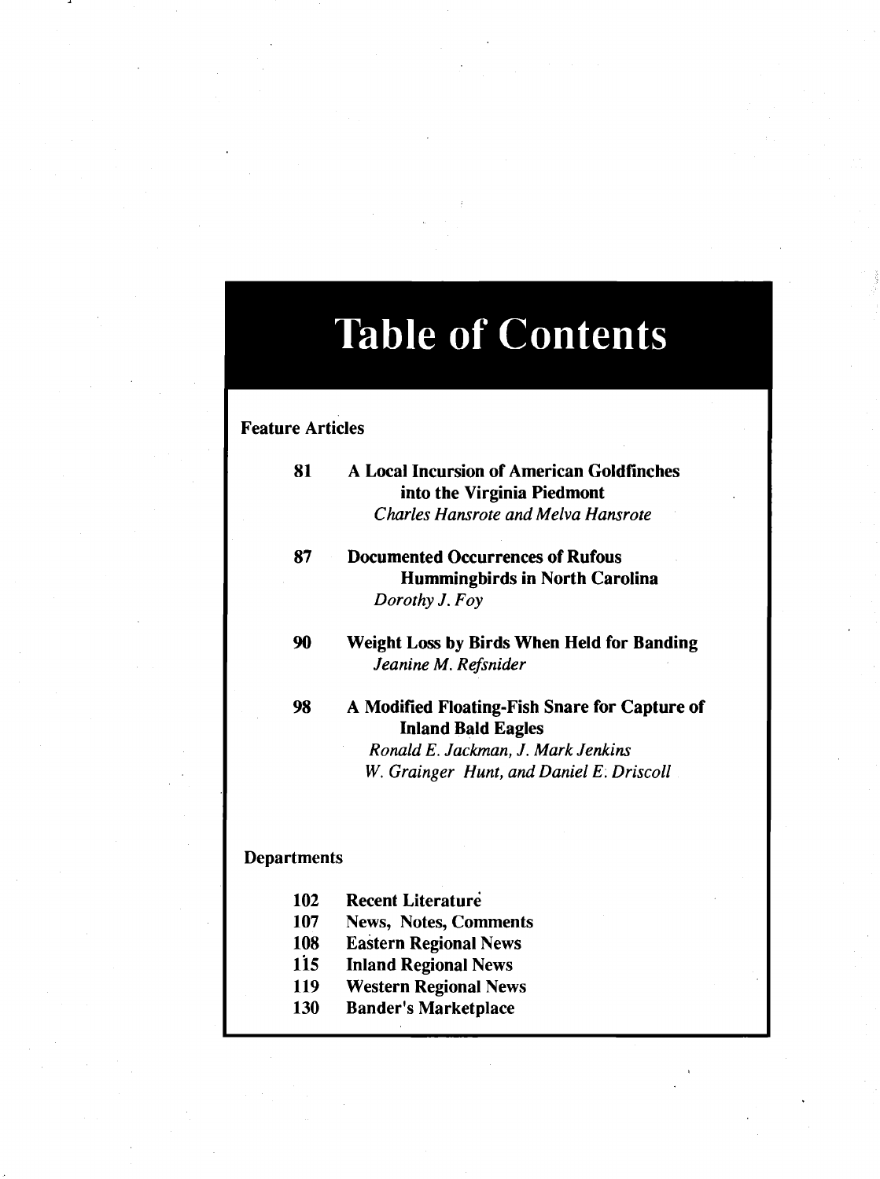# Table of Contents

## Feature Articles

**81** **A Local Incursion of American Goldfinches into the Virginia Piedmont**
*Charles Hansrote and Melva Hansrote*

**87** **Documented Occurrences of Rufous Hummingbirds in North Carolina**
*Dorothy J. Foy*

**90** **Weight Loss by Birds When Held for Banding**
*Jeanine M. Refsnider*

**98** **A Modified Floating-Fish Snare for Capture of Inland Bald Eagles**
*Ronald E. Jackman, J. Mark Jenkins W. Grainger Hunt, and Daniel E. Driscoll*

## Departments

**102** **Recent Literature**
**107** **News, Notes, Comments**
**108** **Eastern Regional News**
**115** **Inland Regional News**
**119** **Western Regional News**
**130** **Bander's Marketplace**